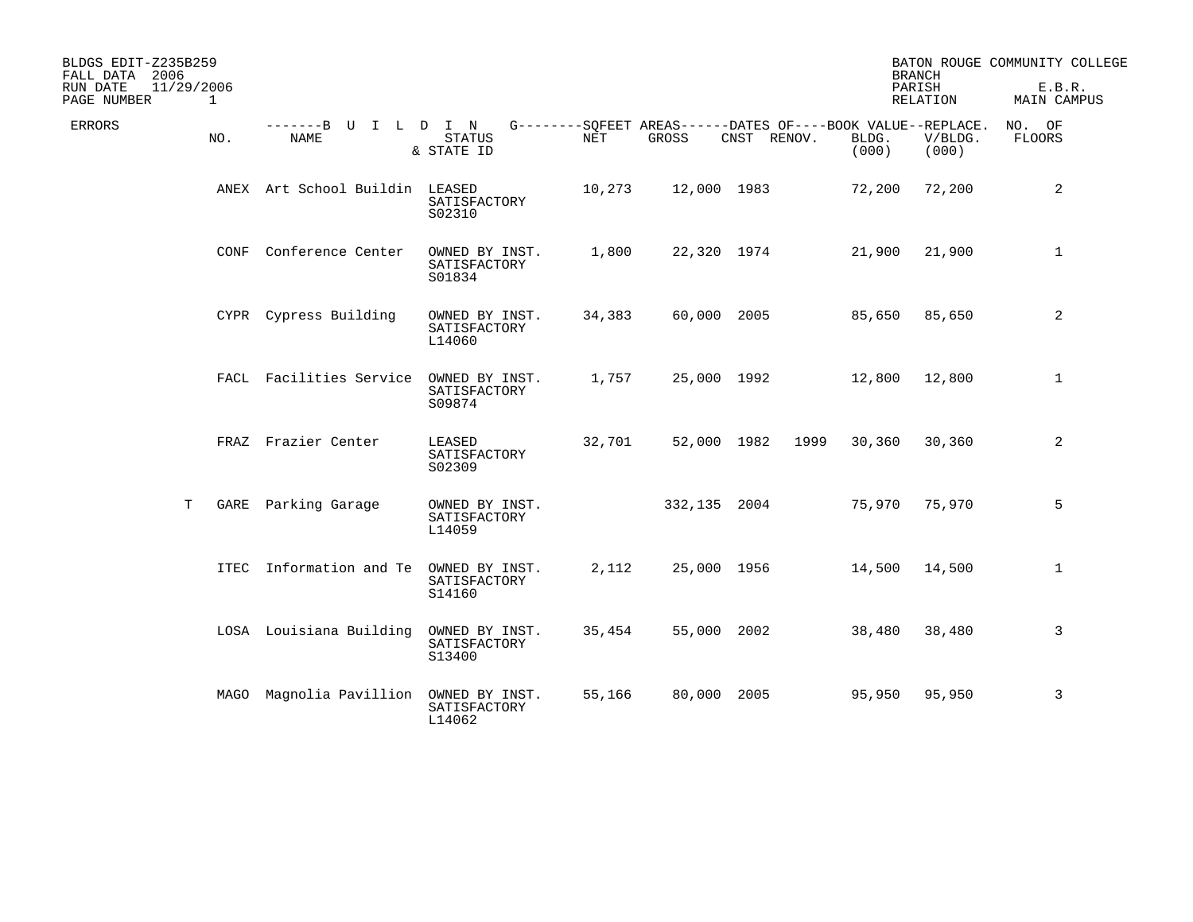BLDGS EDIT-Z235B259
FALL DATA 2006
RUN DATE 11/29/2006
PAGE NUMBER 1

BATON ROUGE COMMUNITY COLLEGE
BRANCH
PARISH E.B.R.
RELATION MAIN CAMPUS

| ERRORS | NO. | NAME | STATUS & STATE ID | NET | GROSS | CNST | RENOV. | BLDG. (000) | V/BLDG. (000) | NO. OF FLOORS |
|---|---|---|---|---|---|---|---|---|---|---|
| | ANEX | Art School Buildin | LEASED SATISFACTORY S02310 | 10,273 | 12,000 | 1983 | | 72,200 | 72,200 | 2 |
| | CONF | Conference Center | OWNED BY INST. SATISFACTORY S01834 | 1,800 | 22,320 | 1974 | | 21,900 | 21,900 | 1 |
| | CYPR | Cypress Building | OWNED BY INST. SATISFACTORY L14060 | 34,383 | 60,000 | 2005 | | 85,650 | 85,650 | 2 |
| | FACL | Facilities Service | OWNED BY INST. SATISFACTORY S09874 | 1,757 | 25,000 | 1992 | | 12,800 | 12,800 | 1 |
| | FRAZ | Frazier Center | LEASED SATISFACTORY S02309 | 32,701 | 52,000 | 1982 | 1999 | 30,360 | 30,360 | 2 |
| T | GARE | Parking Garage | OWNED BY INST. SATISFACTORY L14059 | | 332,135 | 2004 | | 75,970 | 75,970 | 5 |
| | ITEC | Information and Te | OWNED BY INST. SATISFACTORY S14160 | 2,112 | 25,000 | 1956 | | 14,500 | 14,500 | 1 |
| | LOSA | Louisiana Building | OWNED BY INST. SATISFACTORY S13400 | 35,454 | 55,000 | 2002 | | 38,480 | 38,480 | 3 |
| | MAGO | Magnolia Pavillion | OWNED BY INST. SATISFACTORY L14062 | 55,166 | 80,000 | 2005 | | 95,950 | 95,950 | 3 |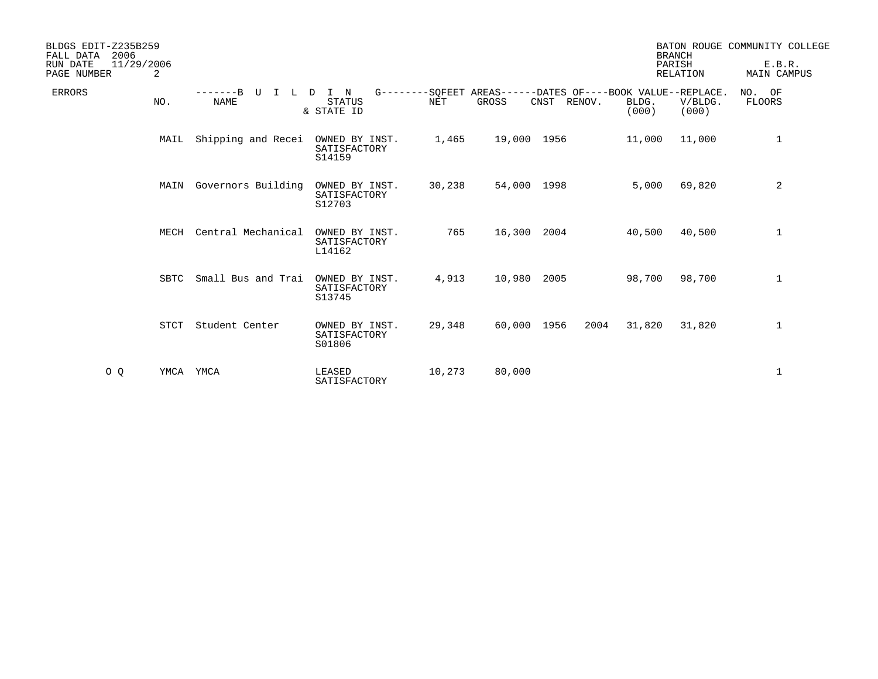BLDGS EDIT-Z235B259
FALL DATA 2006
RUN DATE 11/29/2006

BATON ROUGE COMMUNITY COLLEGE
BRANCH
PARISH E.B.R.
RELATION MAIN CAMPUS

| ERRORS | BUILDING NO. | BUILDING NAME | STATUS & STATE ID | SQFEET AREAS NET | SQFEET AREAS GROSS | DATES OF CNST | DATES OF RENOV. | BOOK VALUE BLDG. (000) | REPLACE. V/BLDG. (000) | NO. OF FLOORS |
|---|---|---|---|---|---|---|---|---|---|---|
| | MAIL | Shipping and Recei | OWNED BY INST. SATISFACTORY S14159 | 1,465 | 19,000 | 1956 | | 11,000 | 11,000 | 1 |
| | MAIN | Governors Building | OWNED BY INST. SATISFACTORY S12703 | 30,238 | 54,000 | 1998 | | 5,000 | 69,820 | 2 |
| | MECH | Central Mechanical | OWNED BY INST. SATISFACTORY L14162 | 765 | 16,300 | 2004 | | 40,500 | 40,500 | 1 |
| | SBTC | Small Bus and Trai | OWNED BY INST. SATISFACTORY S13745 | 4,913 | 10,980 | 2005 | | 98,700 | 98,700 | 1 |
| | STCT | Student Center | OWNED BY INST. SATISFACTORY S01806 | 29,348 | 60,000 | 1956 | 2004 | 31,820 | 31,820 | 1 |
| O Q | YMCA | YMCA | LEASED SATISFACTORY | 10,273 | 80,000 | | | | | 1 |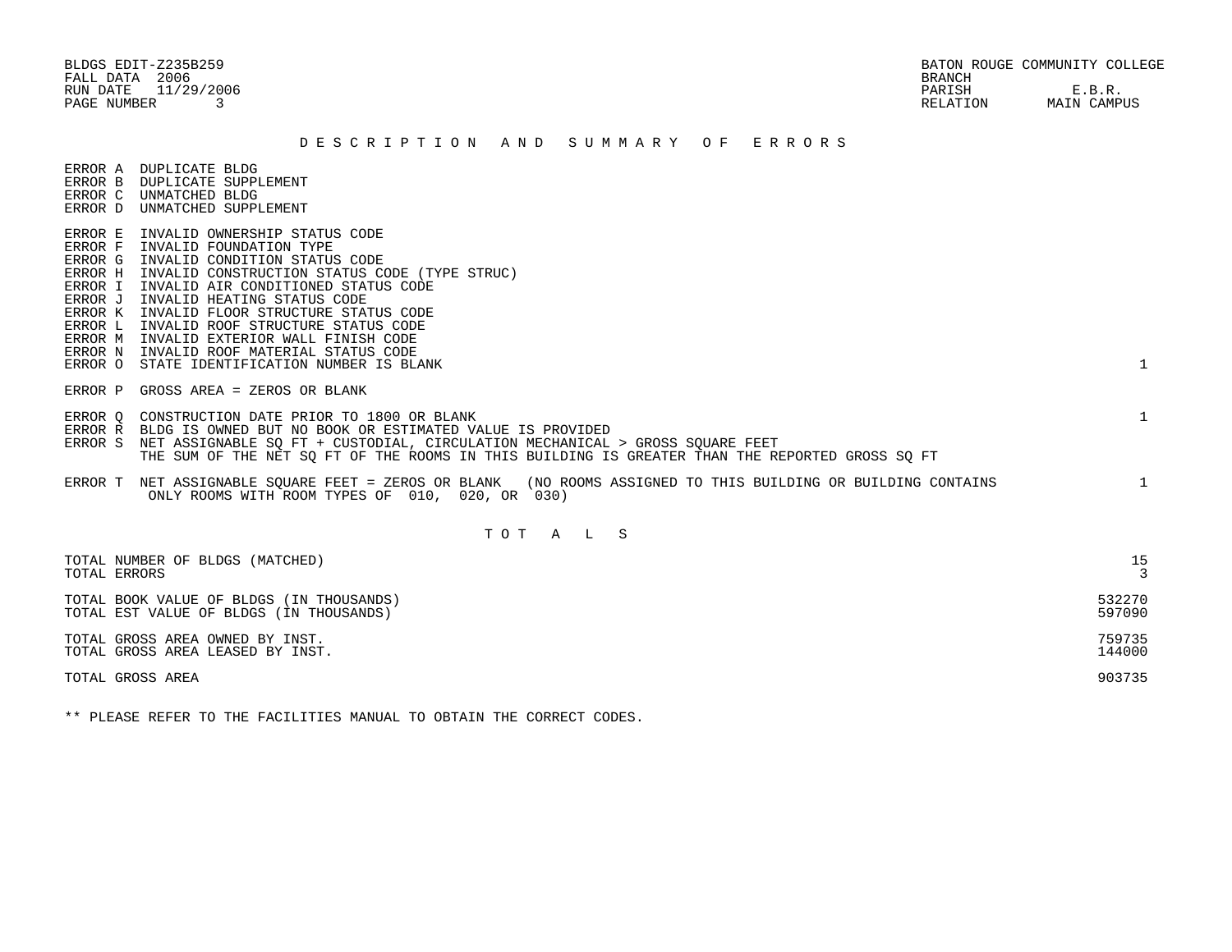BLDGS EDIT-Z235B259
FALL DATA 2006
RUN DATE 11/29/2006
PAGE NUMBER 3

BATON ROUGE COMMUNITY COLLEGE
BRANCH
PARISH E.B.R.
RELATION MAIN CAMPUS

## D E S C R I P T I O N A N D S U M M A R Y O F E R R O R S

| | | |
|---|---|---|
| ERROR A | DUPLICATE BLDG | |
| ERROR B | DUPLICATE SUPPLEMENT | |
| ERROR C | UNMATCHED BLDG | |
| ERROR D | UNMATCHED SUPPLEMENT | |
| ERROR E | INVALID OWNERSHIP STATUS CODE | |
| ERROR F | INVALID FOUNDATION TYPE | |
| ERROR G | INVALID CONDITION STATUS CODE | |
| ERROR H | INVALID CONSTRUCTION STATUS CODE (TYPE STRUC) | |
| ERROR I | INVALID AIR CONDITIONED STATUS CODE | |
| ERROR J | INVALID HEATING STATUS CODE | |
| ERROR K | INVALID FLOOR STRUCTURE STATUS CODE | |
| ERROR L | INVALID ROOF STRUCTURE STATUS CODE | |
| ERROR M | INVALID EXTERIOR WALL FINISH CODE | |
| ERROR N | INVALID ROOF MATERIAL STATUS CODE | |
| ERROR O | STATE IDENTIFICATION NUMBER IS BLANK | 1 |
| ERROR P | GROSS AREA = ZEROS OR BLANK | |
| ERROR Q | CONSTRUCTION DATE PRIOR TO 1800 OR BLANK | 1 |
| ERROR R | BLDG IS OWNED BUT NO BOOK OR ESTIMATED VALUE IS PROVIDED | |
| ERROR S | NET ASSIGNABLE SQ FT + CUSTODIAL, CIRCULATION MECHANICAL > GROSS SQUARE FEET THE SUM OF THE NET SQ FT OF THE ROOMS IN THIS BUILDING IS GREATER THAN THE REPORTED GROSS SQ FT | |
| ERROR T | NET ASSIGNABLE SQUARE FEET = ZEROS OR BLANK (NO ROOMS ASSIGNED TO THIS BUILDING OR BUILDING CONTAINS ONLY ROOMS WITH ROOM TYPES OF 010, 020, OR 030) | 1 |

## T O T A L S

| | |
|---|---|
| TOTAL NUMBER OF BLDGS (MATCHED) | 15 |
| TOTAL ERRORS | 3 |
| TOTAL BOOK VALUE OF BLDGS (IN THOUSANDS) | 532270 |
| TOTAL EST VALUE OF BLDGS (IN THOUSANDS) | 597090 |
| TOTAL GROSS AREA OWNED BY INST. | 759735 |
| TOTAL GROSS AREA LEASED BY INST. | 144000 |
| TOTAL GROSS AREA | 903735 |

** PLEASE REFER TO THE FACILITIES MANUAL TO OBTAIN THE CORRECT CODES.